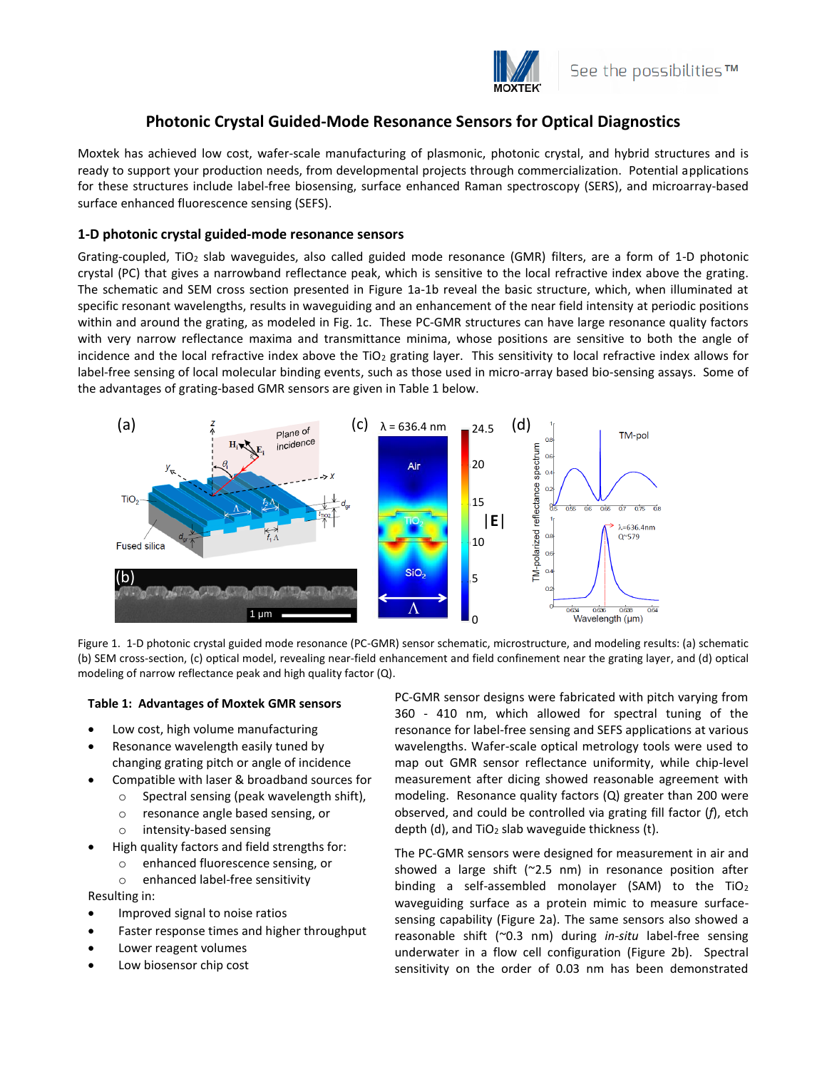# Photonic Crystal Guided-Mode Resonance Sensors for Optical Diagnostics

Moxtek has achieved low cost, wafer-scale manufacturing of plasmonic, photonic crystal, and hybrid structures and is ready to support your production needs, from developmental projects through commercialization. Potential applications for these structures include label-free biosensing, surface enhanced Raman spectroscopy (SERS), and microarray-based surface enhanced fluorescence sensing (SEFS).

## 1-D photonic crystal guided-mode resonance sensors

Grating-coupled, $TiO_2$ slab waveguides, also called guided mode resonance (GMR) filters, are a form of 1-D photonic crystal (PC) that gives a narrowband reflectance peak, which is sensitive to the local refractive index above the grating. The schematic and SEM cross section presented in Figure 1a-1b reveal the basic structure, which, when illuminated at specific resonant wavelengths, results in waveguiding and an enhancement of the near field intensity at periodic positions within and around the grating, as modeled in Fig. 1c. These PC-GMR structures can have large resonance quality factors with very narrow reflectance maxima and transmittance minima, whose positions are sensitive to both the angle of incidence and the local refractive index above the $TiO_2$ grating layer. This sensitivity to local refractive index allows for label-free sensing of local molecular binding events, such as those used in micro-array based bio-sensing assays. Some of the advantages of grating-based GMR sensors are given in Table 1 below.

Figure 1. 1-D photonic crystal guided mode resonance (PC-GMR) sensor schematic, microstructure, and modeling results: (a) schematic (b) SEM cross-section, (c) optical model, revealing near-field enhancement and field confinement near the grating layer, and (d) optical modeling of narrow reflectance peak and high quality factor (Q).

**Table 1: Advantages of Moxtek GMR sensors**

- Low cost, high volume manufacturing
- Resonance wavelength easily tuned by changing grating pitch or angle of incidence
- Compatible with laser & broadband sources for
  - Spectral sensing (peak wavelength shift),
  - resonance angle based sensing, or
  - intensity-based sensing
- High quality factors and field strengths for:
  - enhanced fluorescence sensing, or
  - enhanced label-free sensitivity

Resulting in:

- Improved signal to noise ratios
- Faster response times and higher throughput
- Lower reagent volumes
- Low biosensor chip cost

PC-GMR sensor designs were fabricated with pitch varying from 360 - 410 nm, which allowed for spectral tuning of the resonance for label-free sensing and SEFS applications at various wavelengths. Wafer-scale optical metrology tools were used to map out GMR sensor reflectance uniformity, while chip-level measurement after dicing showed reasonable agreement with modeling. Resonance quality factors (Q) greater than 200 were observed, and could be controlled via grating fill factor (*f*), etch depth (d), and $TiO_2$ slab waveguide thickness (t).

The PC-GMR sensors were designed for measurement in air and showed a large shift (~2.5 nm) in resonance position after binding a self-assembled monolayer (SAM) to the $TiO_2$ waveguiding surface as a protein mimic to measure surface-sensing capability (Figure 2a). The same sensors also showed a reasonable shift (~0.3 nm) during *in-situ* label-free sensing underwater in a flow cell configuration (Figure 2b). Spectral sensitivity on the order of 0.03 nm has been demonstrated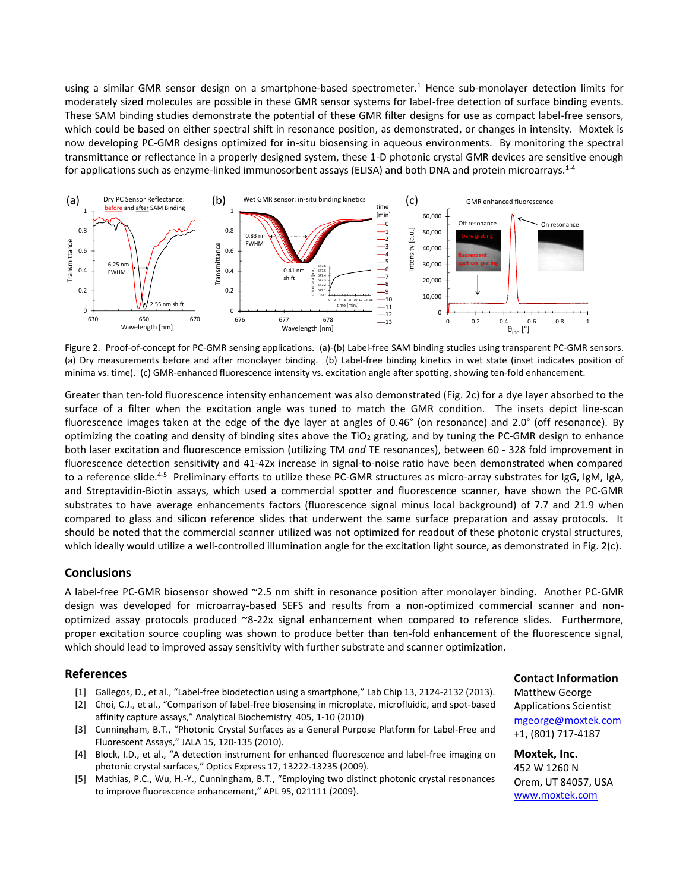using a similar GMR sensor design on a smartphone-based spectrometer.[1] Hence sub-monolayer detection limits for moderately sized molecules are possible in these GMR sensor systems for label-free detection of surface binding events. These SAM binding studies demonstrate the potential of these GMR filter designs for use as compact label-free sensors, which could be based on either spectral shift in resonance position, as demonstrated, or changes in intensity. Moxtek is now developing PC-GMR designs optimized for in-situ biosensing in aqueous environments. By monitoring the spectral transmittance or reflectance in a properly designed system, these 1-D photonic crystal GMR devices are sensitive enough for applications such as enzyme-linked immunosorbent assays (ELISA) and both DNA and protein microarrays.[1-4]

(a)
Dry PC Sensor Reflectance: before and after SAM Binding
Transmittance
Wavelength [nm]
6.25 nm FWHM
2.55 nm shift

(b)
Wet GMR sensor: in-situ binding kinetics
Transmittance
Wavelength [nm]
0.83 nm FWHM
0.41 nm shift
minima λ [nm]
time [min.]
time [min]

(c)
GMR enhanced fluorescence
Intensity [a.u.]
Off resonance
On resonance
bare grating
fluorescent spot on grating
$\theta_{inc.}$ [°]

Figure 2. Proof-of-concept for PC-GMR sensing applications. (a)-(b) Label-free SAM binding studies using transparent PC-GMR sensors. (a) Dry measurements before and after monolayer binding. (b) Label-free binding kinetics in wet state (inset indicates position of minima vs. time). (c) GMR-enhanced fluorescence intensity vs. excitation angle after spotting, showing ten-fold enhancement.

Greater than ten-fold fluorescence intensity enhancement was also demonstrated (Fig. 2c) for a dye layer absorbed to the surface of a filter when the excitation angle was tuned to match the GMR condition. The insets depict line-scan fluorescence images taken at the edge of the dye layer at angles of 0.46° (on resonance) and 2.0° (off resonance). By optimizing the coating and density of binding sites above the $TiO_2$ grating, and by tuning the PC-GMR design to enhance both laser excitation and fluorescence emission (utilizing TM *and* TE resonances), between 60 - 328 fold improvement in fluorescence detection sensitivity and 41-42x increase in signal-to-noise ratio have been demonstrated when compared to a reference slide.[4-5] Preliminary efforts to utilize these PC-GMR structures as micro-array substrates for IgG, IgM, IgA, and Streptavidin-Biotin assays, which used a commercial spotter and fluorescence scanner, have shown the PC-GMR substrates to have average enhancements factors (fluorescence signal minus local background) of 7.7 and 21.9 when compared to glass and silicon reference slides that underwent the same surface preparation and assay protocols. It should be noted that the commercial scanner utilized was not optimized for readout of these photonic crystal structures, which ideally would utilize a well-controlled illumination angle for the excitation light source, as demonstrated in Fig. 2(c).

## Conclusions

A label-free PC-GMR biosensor showed ~2.5 nm shift in resonance position after monolayer binding. Another PC-GMR design was developed for microarray-based SEFS and results from a non-optimized commercial scanner and non-optimized assay protocols produced ~8-22x signal enhancement when compared to reference slides. Furthermore, proper excitation source coupling was shown to produce better than ten-fold enhancement of the fluorescence signal, which should lead to improved assay sensitivity with further substrate and scanner optimization.

## References

[1] Gallegos, D., et al., "Label-free biodetection using a smartphone," Lab Chip 13, 2124-2132 (2013).
[2] Choi, C.J., et al., "Comparison of label-free biosensing in microplate, microfluidic, and spot-based affinity capture assays," Analytical Biochemistry 405, 1-10 (2010)
[3] Cunningham, B.T., "Photonic Crystal Surfaces as a General Purpose Platform for Label-Free and Fluorescent Assays," JALA 15, 120-135 (2010).
[4] Block, I.D., et al., "A detection instrument for enhanced fluorescence and label-free imaging on photonic crystal surfaces," Optics Express 17, 13222-13235 (2009).
[5] Mathias, P.C., Wu, H.-Y., Cunningham, B.T., "Employing two distinct photonic crystal resonances to improve fluorescence enhancement," APL 95, 021111 (2009).

### Contact Information

Matthew George
Applications Scientist
mgeorge@moxtek.com
+1, (801) 717-4187

**Moxtek, Inc.**
452 W 1260 N
Orem, UT 84057, USA
www.moxtek.com